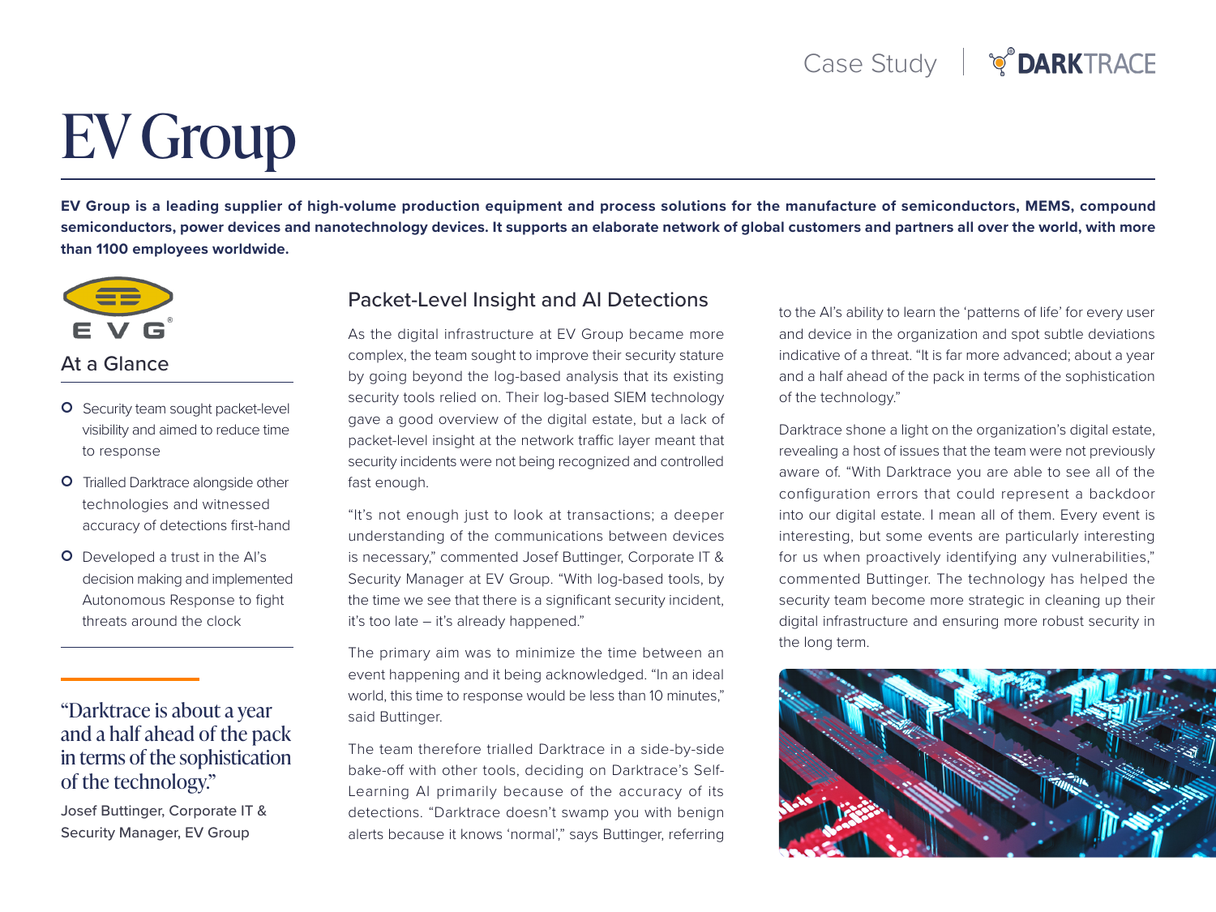Case Study | DARKTRACE

# EV Group

**EV Group is a leading supplier of high-volume production equipment and process solutions for the manufacture of semiconductors, MEMS, compound semiconductors, power devices and nanotechnology devices. It supports an elaborate network of global customers and partners all over the world, with more than 1100 employees worldwide.**

EVG

## At a Glance

- Security team sought packet-level visibility and aimed to reduce time to response
- Trialled Darktrace alongside other technologies and witnessed accuracy of detections first-hand
- Developed a trust in the AI's decision making and implemented Autonomous Response to fight threats around the clock

> "Darktrace is about a year and a half ahead of the pack in terms of the sophistication of the technology."
>
> Josef Buttinger, Corporate IT & Security Manager, EV Group

## Packet-Level Insight and AI Detections

As the digital infrastructure at EV Group became more complex, the team sought to improve their security stature by going beyond the log-based analysis that its existing security tools relied on. Their log-based SIEM technology gave a good overview of the digital estate, but a lack of packet-level insight at the network traffic layer meant that security incidents were not being recognized and controlled fast enough.

"It's not enough just to look at transactions; a deeper understanding of the communications between devices is necessary," commented Josef Buttinger, Corporate IT & Security Manager at EV Group. "With log-based tools, by the time we see that there is a significant security incident, it's too late – it's already happened."

The primary aim was to minimize the time between an event happening and it being acknowledged. "In an ideal world, this time to response would be less than 10 minutes," said Buttinger.

The team therefore trialled Darktrace in a side-by-side bake-off with other tools, deciding on Darktrace's Self-Learning AI primarily because of the accuracy of its detections. "Darktrace doesn't swamp you with benign alerts because it knows 'normal'," says Buttinger, referring to the AI's ability to learn the 'patterns of life' for every user and device in the organization and spot subtle deviations indicative of a threat. "It is far more advanced; about a year and a half ahead of the pack in terms of the sophistication of the technology."

Darktrace shone a light on the organization's digital estate, revealing a host of issues that the team were not previously aware of. "With Darktrace you are able to see all of the configuration errors that could represent a backdoor into our digital estate. I mean all of them. Every event is interesting, but some events are particularly interesting for us when proactively identifying any vulnerabilities," commented Buttinger. The technology has helped the security team become more strategic in cleaning up their digital infrastructure and ensuring more robust security in the long term.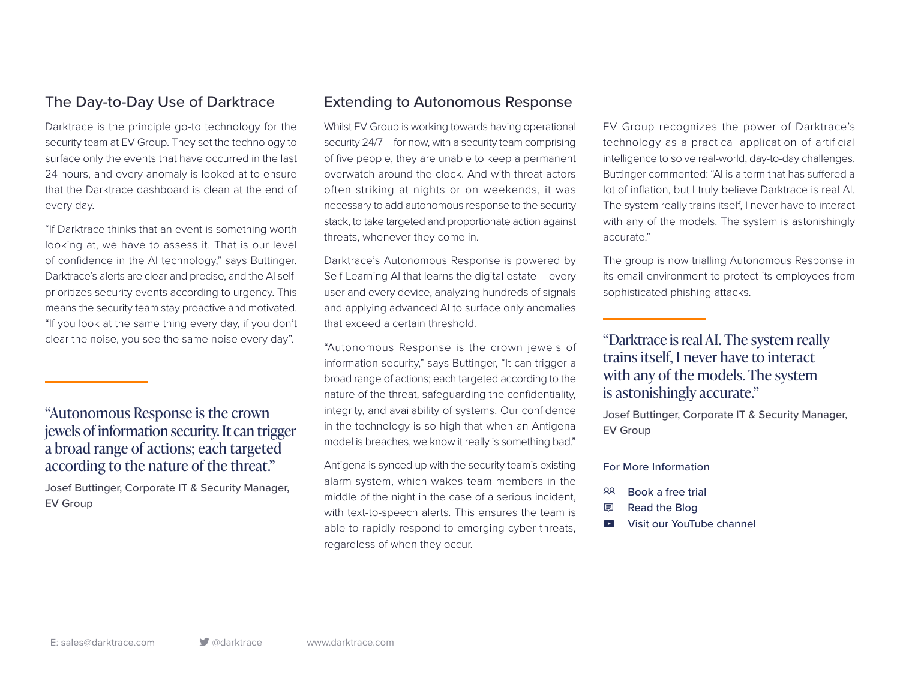## The Day-to-Day Use of Darktrace

Darktrace is the principle go-to technology for the security team at EV Group. They set the technology to surface only the events that have occurred in the last 24 hours, and every anomaly is looked at to ensure that the Darktrace dashboard is clean at the end of every day.

"If Darktrace thinks that an event is something worth looking at, we have to assess it. That is our level of confidence in the AI technology," says Buttinger. Darktrace's alerts are clear and precise, and the AI self-prioritizes security events according to urgency. This means the security team stay proactive and motivated. "If you look at the same thing every day, if you don't clear the noise, you see the same noise every day".

> "Autonomous Response is the crown jewels of information security. It can trigger a broad range of actions; each targeted according to the nature of the threat."
>
> Josef Buttinger, Corporate IT & Security Manager, EV Group

## Extending to Autonomous Response

Whilst EV Group is working towards having operational security 24/7 – for now, with a security team comprising of five people, they are unable to keep a permanent overwatch around the clock. And with threat actors often striking at nights or on weekends, it was necessary to add autonomous response to the security stack, to take targeted and proportionate action against threats, whenever they come in.

Darktrace's Autonomous Response is powered by Self-Learning AI that learns the digital estate – every user and every device, analyzing hundreds of signals and applying advanced AI to surface only anomalies that exceed a certain threshold.

"Autonomous Response is the crown jewels of information security," says Buttinger, "It can trigger a broad range of actions; each targeted according to the nature of the threat, safeguarding the confidentiality, integrity, and availability of systems. Our confidence in the technology is so high that when an Antigena model is breaches, we know it really is something bad."

Antigena is synced up with the security team's existing alarm system, which wakes team members in the middle of the night in the case of a serious incident, with text-to-speech alerts. This ensures the team is able to rapidly respond to emerging cyber-threats, regardless of when they occur.

EV Group recognizes the power of Darktrace's technology as a practical application of artificial intelligence to solve real-world, day-to-day challenges. Buttinger commented: "AI is a term that has suffered a lot of inflation, but I truly believe Darktrace is real AI. The system really trains itself, I never have to interact with any of the models. The system is astonishingly accurate."

The group is now trialling Autonomous Response in its email environment to protect its employees from sophisticated phishing attacks.

> "Darktrace is real AI. The system really trains itself, I never have to interact with any of the models. The system is astonishingly accurate."
>
> Josef Buttinger, Corporate IT & Security Manager, EV Group

### For More Information

- Book a free trial
- Read the Blog
- Visit our YouTube channel

E: sales@darktrace.com   @darktrace   www.darktrace.com